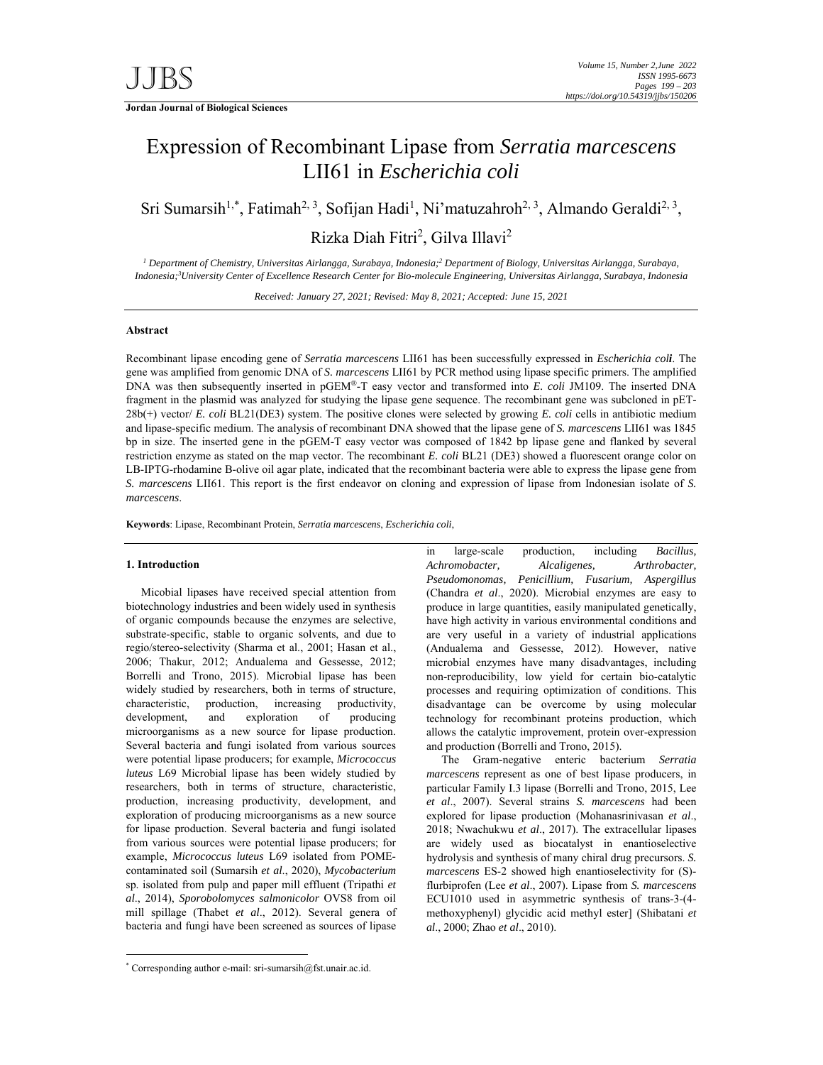# Expression of Recombinant Lipase from *Serratia marcescens* LII61 in *Escherichia coli*

Sri Sumarsih[1,*], Fatimah[2,3], Sofijan Hadi[1], Ni'matuzahroh[2,3], Almando Geraldi[2,3], Rizka Diah Fitri[2], Gilva Illavi[2]

[1] *Department of Chemistry, Universitas Airlangga, Surabaya, Indonesia;* [2] *Department of Biology, Universitas Airlangga, Surabaya, Indonesia;* [3] *University Center of Excellence Research Center for Bio-molecule Engineering, Universitas Airlangga, Surabaya, Indonesia*

*Received: January 27, 2021; Revised: May 8, 2021; Accepted: June 15, 2021*

### Abstract

Recombinant lipase encoding gene of *Serratia marcescens* LII61 has been successfully expressed in *Escherichia coli*. The gene was amplified from genomic DNA of *S. marcescens* LII61 by PCR method using lipase specific primers. The amplified DNA was then subsequently inserted in pGEM®-T easy vector and transformed into *E. coli* JM109. The inserted DNA fragment in the plasmid was analyzed for studying the lipase gene sequence. The recombinant gene was subcloned in pET-28b(+) vector/ *E. coli* BL21(DE3) system. The positive clones were selected by growing *E. coli* cells in antibiotic medium and lipase-specific medium. The analysis of recombinant DNA showed that the lipase gene of *S. marcescens* LII61 was 1845 bp in size. The inserted gene in the pGEM-T easy vector was composed of 1842 bp lipase gene and flanked by several restriction enzyme as stated on the map vector. The recombinant *E. coli* BL21 (DE3) showed a fluorescent orange color on LB-IPTG-rhodamine B-olive oil agar plate, indicated that the recombinant bacteria were able to express the lipase gene from *S. marcescens* LII61. This report is the first endeavor on cloning and expression of lipase from Indonesian isolate of *S. marcescens*.

**Keywords**: Lipase, Recombinant Protein, *Serratia marcescens*, *Escherichia coli*,

## 1. Introduction

Micobial lipases have received special attention from biotechnology industries and been widely used in synthesis of organic compounds because the enzymes are selective, substrate-specific, stable to organic solvents, and due to regio/stereo-selectivity (Sharma et al., 2001; Hasan et al., 2006; Thakur, 2012; Andualema and Gessesse, 2012; Borrelli and Trono, 2015). Microbial lipase has been widely studied by researchers, both in terms of structure, characteristic, production, increasing productivity, development, and exploration of producing microorganisms as a new source for lipase production. Several bacteria and fungi isolated from various sources were potential lipase producers; for example, *Micrococcus luteus* L69 Microbial lipase has been widely studied by researchers, both in terms of structure, characteristic, production, increasing productivity, development, and exploration of producing microorganisms as a new source for lipase production. Several bacteria and fungi isolated from various sources were potential lipase producers; for example, *Micrococcus luteus* L69 isolated from POME-contaminated soil (Sumarsih *et al*., 2020), *Mycobacterium* sp. isolated from pulp and paper mill effluent (Tripathi *et al*., 2014), *Sporobolomyces salmonicolor* OVS8 from oil mill spillage (Thabet *et al*., 2012). Several genera of bacteria and fungi have been screened as sources of lipase in large-scale production, including *Bacillus, Achromobacter, Alcaligenes, Arthrobacter, Pseudomonomas, Penicillium, Fusarium, Aspergillus* (Chandra *et al*., 2020). Microbial enzymes are easy to produce in large quantities, easily manipulated genetically, have high activity in various environmental conditions and are very useful in a variety of industrial applications (Andualema and Gessesse, 2012). However, native microbial enzymes have many disadvantages, including non-reproducibility, low yield for certain bio-catalytic processes and requiring optimization of conditions. This disadvantage can be overcome by using molecular technology for recombinant proteins production, which allows the catalytic improvement, protein over-expression and production (Borrelli and Trono, 2015).

The Gram-negative enteric bacterium *Serratia marcescens* represent as one of best lipase producers, in particular Family I.3 lipase (Borrelli and Trono, 2015, Lee *et al*., 2007). Several strains *S. marcescens* had been explored for lipase production (Mohanasrinivasan *et al*., 2018; Nwachukwu *et al*., 2017). The extracellular lipases are widely used as biocatalyst in enantioselective hydrolysis and synthesis of many chiral drug precursors. *S. marcescens* ES-2 showed high enantioselectivity for (S)-flurbiprofen (Lee *et al*., 2007). Lipase from *S. marcescens* ECU1010 used in asymmetric synthesis of trans-3-(4-methoxyphenyl) glycidic acid methyl ester] (Shibatani *et al*., 2000; Zhao *et al*., 2010).

* Corresponding author e-mail: sri-sumarsih@fst.unair.ac.id.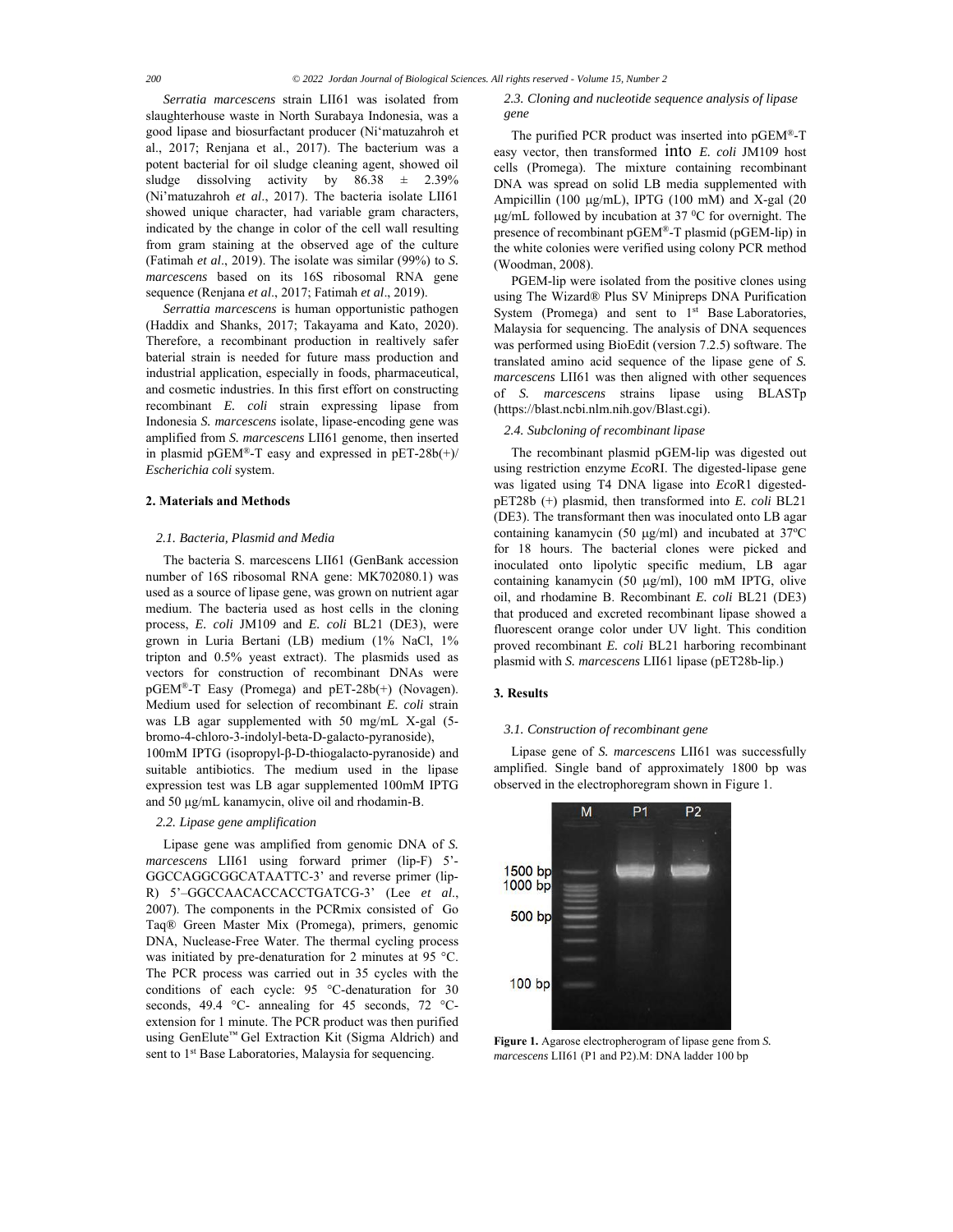*Serratia marcescens* strain LII61 was isolated from slaughterhouse waste in North Surabaya Indonesia, was a good lipase and biosurfactant producer (Ni'matuzahroh et al., 2017; Renjana et al., 2017). The bacterium was a potent bacterial for oil sludge cleaning agent, showed oil sludge dissolving activity by 86.38 ± 2.39% (Ni'matuzahroh *et al*., 2017). The bacteria isolate LII61 showed unique character, had variable gram characters, indicated by the change in color of the cell wall resulting from gram staining at the observed age of the culture (Fatimah *et al*., 2019). The isolate was similar (99%) to *S. marcescens* based on its 16S ribosomal RNA gene sequence (Renjana *et al*., 2017; Fatimah *et al*., 2019).

*Serrattia marcescens* is human opportunistic pathogen (Haddix and Shanks, 2017; Takayama and Kato, 2020). Therefore, a recombinant production in realtively safer baterial strain is needed for future mass production and industrial application, especially in foods, pharmaceutical, and cosmetic industries. In this first effort on constructing recombinant *E. coli* strain expressing lipase from Indonesia *S. marcescens* isolate, lipase-encoding gene was amplified from *S. marcescens* LII61 genome, then inserted in plasmid pGEM®-T easy and expressed in pET-28b(+)/ *Escherichia coli* system.

## 2. Materials and Methods

### 2.1. Bacteria, Plasmid and Media

The bacteria S. marcescens LII61 (GenBank accession number of 16S ribosomal RNA gene: MK702080.1) was used as a source of lipase gene, was grown on nutrient agar medium. The bacteria used as host cells in the cloning process, *E. coli* JM109 and *E. coli* BL21 (DE3), were grown in Luria Bertani (LB) medium (1% NaCl, 1% tripton and 0.5% yeast extract). The plasmids used as vectors for construction of recombinant DNAs were pGEM®-T Easy (Promega) and pET-28b(+) (Novagen). Medium used for selection of recombinant *E. coli* strain was LB agar supplemented with 50 mg/mL X-gal (5-bromo-4-chloro-3-indolyl-beta-D-galacto-pyranoside), 100mM IPTG (isopropyl-β-D-thiogalacto-pyranoside) and suitable antibiotics. The medium used in the lipase expression test was LB agar supplemented 100mM IPTG and 50 μg/mL kanamycin, olive oil and rhodamin-B.

### 2.2. Lipase gene amplification

Lipase gene was amplified from genomic DNA of *S. marcescens* LII61 using forward primer (lip-F) 5'-GGCCAGGCGGCATAATTC-3' and reverse primer (lip-R) 5'–GGCCAACACCACCTGATCG-3' (Lee *et al*., 2007). The components in the PCRmix consisted of Go Taq® Green Master Mix (Promega), primers, genomic DNA, Nuclease-Free Water. The thermal cycling process was initiated by pre-denaturation for 2 minutes at 95 °C. The PCR process was carried out in 35 cycles with the conditions of each cycle: 95 °C-denaturation for 30 seconds, 49.4 °C- annealing for 45 seconds, 72 °C-extension for 1 minute. The PCR product was then purified using GenElute™ Gel Extraction Kit (Sigma Aldrich) and sent to 1st Base Laboratories, Malaysia for sequencing.

### 2.3. Cloning and nucleotide sequence analysis of lipase gene

The purified PCR product was inserted into pGEM®-T easy vector, then transformed into *E. coli* JM109 host cells (Promega). The mixture containing recombinant DNA was spread on solid LB media supplemented with Ampicillin (100 μg/mL), IPTG (100 mM) and X-gal (20 μg/mL followed by incubation at 37 °C for overnight. The presence of recombinant pGEM®-T plasmid (pGEM-lip) in the white colonies were verified using colony PCR method (Woodman, 2008).

PGEM-lip were isolated from the positive clones using using The Wizard® Plus SV Minipreps DNA Purification System (Promega) and sent to 1st Base Laboratories, Malaysia for sequencing. The analysis of DNA sequences was performed using BioEdit (version 7.2.5) software. The translated amino acid sequence of the lipase gene of *S. marcescens* LII61 was then aligned with other sequences of *S. marcescens* strains lipase using BLASTp (https://blast.ncbi.nlm.nih.gov/Blast.cgi).

### 2.4. Subcloning of recombinant lipase

The recombinant plasmid pGEM-lip was digested out using restriction enzyme *Eco*RI. The digested-lipase gene was ligated using T4 DNA ligase into *Eco*R1 digested-pET28b (+) plasmid, then transformed into *E. coli* BL21 (DE3). The transformant then was inoculated onto LB agar containing kanamycin (50 μg/ml) and incubated at 37ºC for 18 hours. The bacterial clones were picked and inoculated onto lipolytic specific medium, LB agar containing kanamycin (50 μg/ml), 100 mM IPTG, olive oil, and rhodamine B. Recombinant *E. coli* BL21 (DE3) that produced and excreted recombinant lipase showed a fluorescent orange color under UV light. This condition proved recombinant *E. coli* BL21 harboring recombinant plasmid with *S. marcescens* LII61 lipase (pET28b-lip.)

## 3. Results

### 3.1. Construction of recombinant gene

Lipase gene of *S. marcescens* LII61 was successfully amplified. Single band of approximately 1800 bp was observed in the electrophoregram shown in Figure 1.

**Figure 1.** Agarose electropherogram of lipase gene from *S. marcescens* LII61 (P1 and P2).M: DNA ladder 100 bp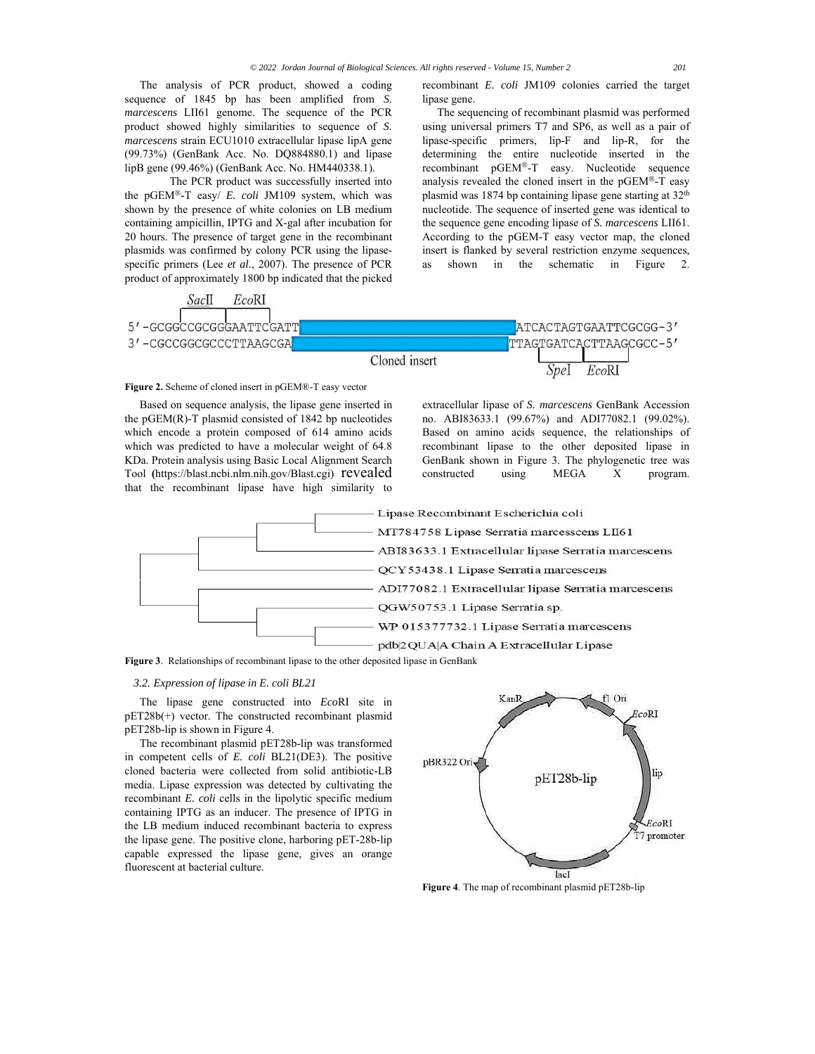The analysis of PCR product, showed a coding sequence of 1845 bp has been amplified from *S. marcescens* LII61 genome. The sequence of the PCR product showed highly similarities to sequence of *S. marcescens* strain ECU1010 extracellular lipase lipA gene (99.73%) (GenBank Acc. No. DQ884880.1) and lipase lipB gene (99.46%) (GenBank Acc. No. HM440338.1).

The PCR product was successfully inserted into the pGEM®-T easy/ *E. coli* JM109 system, which was shown by the presence of white colonies on LB medium containing ampicillin, IPTG and X-gal after incubation for 20 hours. The presence of target gene in the recombinant plasmids was confirmed by colony PCR using the lipase-specific primers (Lee *et al*., 2007). The presence of PCR product of approximately 1800 bp indicated that the picked recombinant *E. coli* JM109 colonies carried the target lipase gene.

The sequencing of recombinant plasmid was performed using universal primers T7 and SP6, as well as a pair of lipase-specific primers, lip-F and lip-R, for the determining the entire nucleotide inserted in the recombinant pGEM®-T easy. Nucleotide sequence analysis revealed the cloned insert in the pGEM®-T easy plasmid was 1874 bp containing lipase gene starting at 32th nucleotide. The sequence of inserted gene was identical to the sequence gene encoding lipase of *S. marcescens* LII61. According to the pGEM-T easy vector map, the cloned insert is flanked by several restriction enzyme sequences, as shown in the schematic in Figure 2.

**Figure 2.** Scheme of cloned insert in pGEM®-T easy vector

Based on sequence analysis, the lipase gene inserted in the pGEM(R)-T plasmid consisted of 1842 bp nucleotides which encode a protein composed of 614 amino acids which was predicted to have a molecular weight of 64.8 KDa. Protein analysis using Basic Local Alignment Search Tool (https://blast.ncbi.nlm.nih.gov/Blast.cgi) revealed that the recombinant lipase have high similarity to extracellular lipase of *S. marcescens* GenBank Accession no. ABI83633.1 (99.67%) and ADI77082.1 (99.02%). Based on amino acids sequence, the relationships of recombinant lipase to the other deposited lipase in GenBank shown in Figure 3. The phylogenetic tree was constructed using MEGA X program.

**Figure 3**. Relationships of recombinant lipase to the other deposited lipase in GenBank

### 3.2. Expression of lipase in E. coli BL21

The lipase gene constructed into *Eco*RI site in pET28b(+) vector. The constructed recombinant plasmid pET28b-lip is shown in Figure 4.

The recombinant plasmid pET28b-lip was transformed in competent cells of *E. coli* BL21(DE3). The positive cloned bacteria were collected from solid antibiotic-LB media. Lipase expression was detected by cultivating the recombinant *E. coli* cells in the lipolytic specific medium containing IPTG as an inducer. The presence of IPTG in the LB medium induced recombinant bacteria to express the lipase gene. The positive clone, harboring pET-28b-lip capable expressed the lipase gene, gives an orange fluorescent at bacterial culture.

**Figure 4**. The map of recombinant plasmid pET28b-lip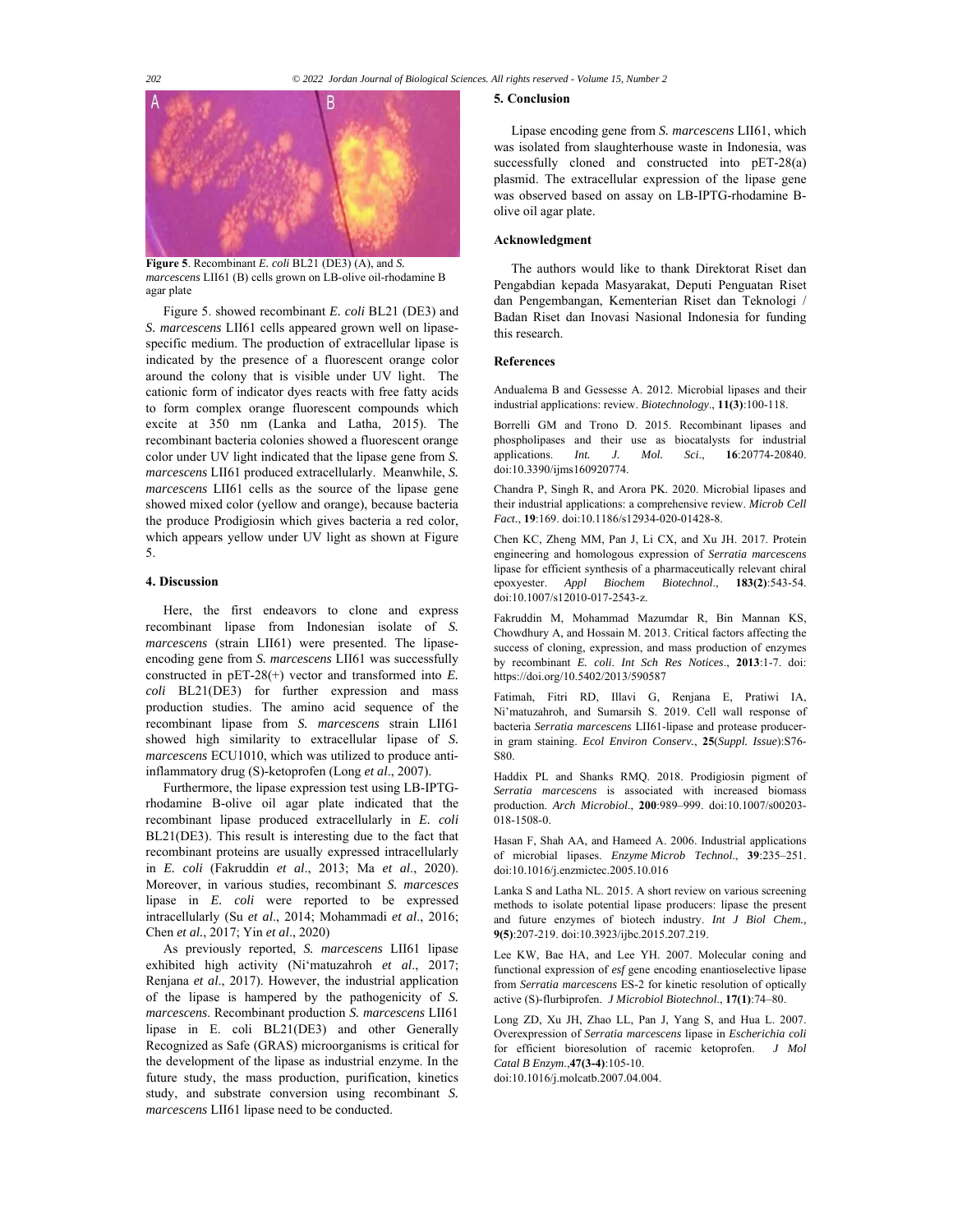**Figure 5**. Recombinant *E. coli* BL21 (DE3) (A), and *S. marcescens* LII61 (B) cells grown on LB-olive oil-rhodamine B agar plate

Figure 5. showed recombinant *E. coli* BL21 (DE3) and *S. marcescens* LII61 cells appeared grown well on lipase-specific medium. The production of extracellular lipase is indicated by the presence of a fluorescent orange color around the colony that is visible under UV light. The cationic form of indicator dyes reacts with free fatty acids to form complex orange fluorescent compounds which excite at 350 nm (Lanka and Latha, 2015). The recombinant bacteria colonies showed a fluorescent orange color under UV light indicated that the lipase gene from *S. marcescens* LII61 produced extracellularly. Meanwhile, *S. marcescens* LII61 cells as the source of the lipase gene showed mixed color (yellow and orange), because bacteria the produce Prodigiosin which gives bacteria a red color, which appears yellow under UV light as shown at Figure 5.

## 4. Discussion

Here, the first endeavors to clone and express recombinant lipase from Indonesian isolate of *S. marcescens* (strain LII61) were presented. The lipase-encoding gene from *S. marcescens* LII61 was successfully constructed in pET-28(+) vector and transformed into *E. coli* BL21(DE3) for further expression and mass production studies. The amino acid sequence of the recombinant lipase from *S. marcescens* strain LII61 showed high similarity to extracellular lipase of *S. marcescens* ECU1010, which was utilized to produce anti-inflammatory drug (S)-ketoprofen (Long *et al*., 2007).

Furthermore, the lipase expression test using LB-IPTG-rhodamine B-olive oil agar plate indicated that the recombinant lipase produced extracellularly in *E. coli* BL21(DE3). This result is interesting due to the fact that recombinant proteins are usually expressed intracellularly in *E. coli* (Fakruddin *et al*., 2013; Ma *et al*., 2020). Moreover, in various studies, recombinant *S. marcesces* lipase in *E. coli* were reported to be expressed intracellularly (Su *et al*., 2014; Mohammadi *et al*., 2016; Chen *et al.*, 2017; Yin *et al*., 2020)

As previously reported, *S. marcescens* LII61 lipase exhibited high activity (Ni'matuzahroh *et al*., 2017; Renjana *et al*., 2017). However, the industrial application of the lipase is hampered by the pathogenicity of *S. marcescens*. Recombinant production *S. marcescens* LII61 lipase in E. coli BL21(DE3) and other Generally Recognized as Safe (GRAS) microorganisms is critical for the development of the lipase as industrial enzyme. In the future study, the mass production, purification, kinetics study, and substrate conversion using recombinant *S. marcescens* LII61 lipase need to be conducted.

## 5. Conclusion

Lipase encoding gene from *S. marcescens* LII61, which was isolated from slaughterhouse waste in Indonesia, was successfully cloned and constructed into pET-28(a) plasmid. The extracellular expression of the lipase gene was observed based on assay on LB-IPTG-rhodamine B-olive oil agar plate.

## Acknowledgment

The authors would like to thank Direktorat Riset dan Pengabdian kepada Masyarakat, Deputi Penguatan Riset dan Pengembangan, Kementerian Riset dan Teknologi / Badan Riset dan Inovasi Nasional Indonesia for funding this research.

## References

Andualema B and Gessesse A. 2012. Microbial lipases and their industrial applications: review. *Biotechnology*., **11(3)**:100-118.

Borrelli GM and Trono D. 2015. Recombinant lipases and phospholipases and their use as biocatalysts for industrial applications. *Int. J. Mol. Sci*., **16**:20774-20840. doi:10.3390/ijms160920774.

Chandra P, Singh R, and Arora PK. 2020. Microbial lipases and their industrial applications: a comprehensive review. *Microb Cell Fact.*, **19**:169. doi:10.1186/s12934-020-01428-8.

Chen KC, Zheng MM, Pan J, Li CX, and Xu JH. 2017. Protein engineering and homologous expression of *Serratia marcescens* lipase for efficient synthesis of a pharmaceutically relevant chiral epoxyester. *Appl Biochem Biotechnol*., **183(2)**:543-54. doi:10.1007/s12010-017-2543-z.

Fakruddin M, Mohammad Mazumdar R, Bin Mannan KS, Chowdhury A, and Hossain M. 2013. Critical factors affecting the success of cloning, expression, and mass production of enzymes by recombinant *E. coli*. *Int Sch Res Notices*., **2013**:1-7. doi: https://doi.org/10.5402/2013/590587

Fatimah, Fitri RD, Illavi G, Renjana E, Pratiwi IA, Ni'matuzahroh, and Sumarsih S. 2019. Cell wall response of bacteria *Serratia marcescens* LII61-lipase and protease producer-in gram staining. *Ecol Environ Conserv*., **25**(*Suppl. Issue*):S76-S80.

Haddix PL and Shanks RMQ. 2018. Prodigiosin pigment of *Serratia marcescens* is associated with increased biomass production. *Arch Microbiol*., **200**:989–999. doi:10.1007/s00203-018-1508-0.

Hasan F, Shah AA, and Hameed A. 2006. Industrial applications of microbial lipases. *Enzyme Microb Technol*., **39**:235–251. doi:10.1016/j.enzmictec.2005.10.016

Lanka S and Latha NL. 2015. A short review on various screening methods to isolate potential lipase producers: lipase the present and future enzymes of biotech industry. *Int J Biol Chem.,* **9(5)**:207-219. doi:10.3923/ijbc.2015.207.219.

Lee KW, Bae HA, and Lee YH. 2007. Molecular coning and functional expression of *esf* gene encoding enantioselective lipase from *Serratia marcescens* ES-2 for kinetic resolution of optically active (S)-flurbiprofen. *J Microbiol Biotechnol*., **17(1)**:74–80.

Long ZD, Xu JH, Zhao LL, Pan J, Yang S, and Hua L. 2007. Overexpression of *Serratia marcescens* lipase in *Escherichia coli* for efficient bioresolution of racemic ketoprofen. *J Mol Catal B Enzym*.,**47(3-4)**:105-10. doi:10.1016/j.molcatb.2007.04.004.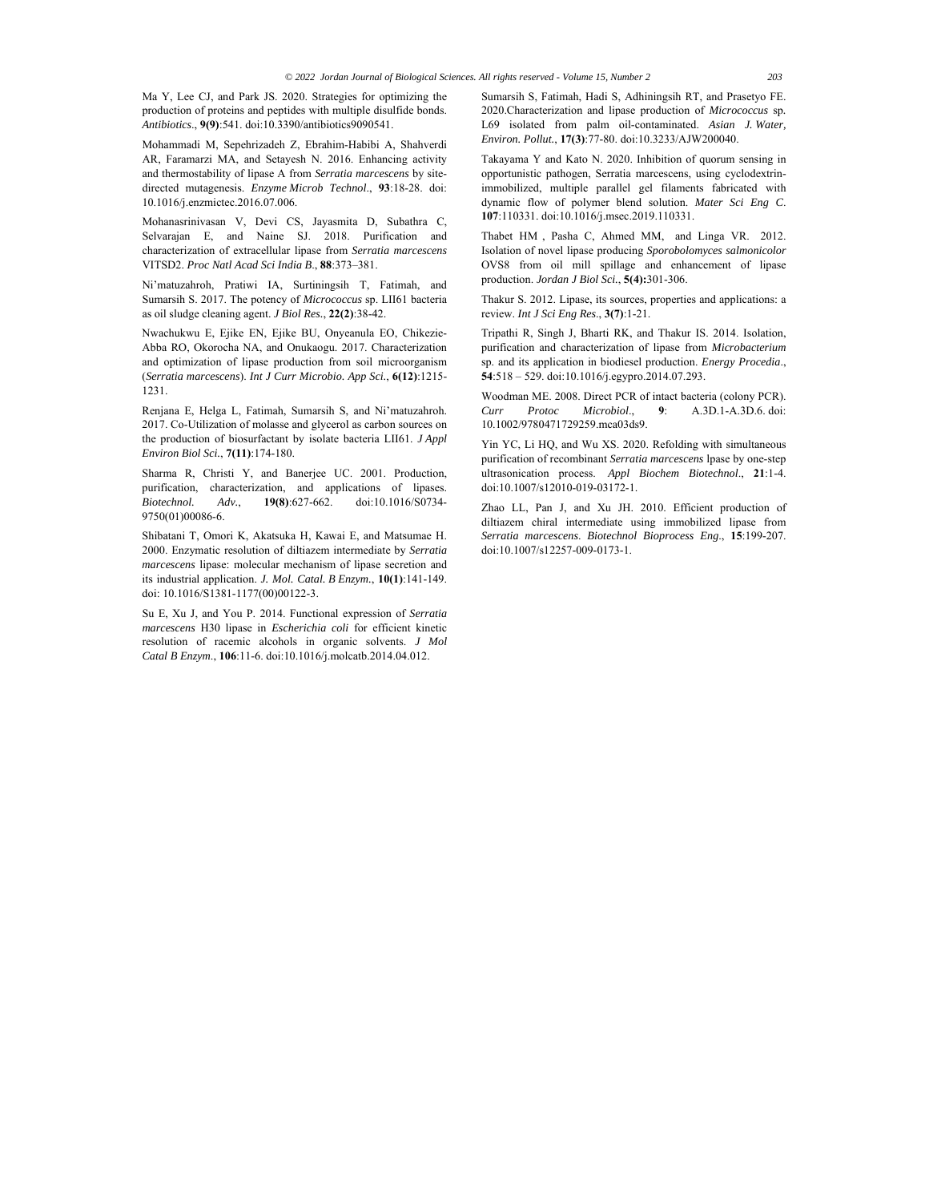Ma Y, Lee CJ, and Park JS. 2020. Strategies for optimizing the production of proteins and peptides with multiple disulfide bonds. *Antibiotics*., **9(9)**:541. doi:10.3390/antibiotics9090541.

Mohammadi M, Sepehrizadeh Z, Ebrahim-Habibi A, Shahverdi AR, Faramarzi MA, and Setayesh N. 2016. Enhancing activity and thermostability of lipase A from *Serratia marcescens* by site-directed mutagenesis. *Enzyme Microb Technol*., **93**:18-28. doi: 10.1016/j.enzmictec.2016.07.006.

Mohanasrinivasan V, Devi CS, Jayasmita D, Subathra C, Selvarajan E, and Naine SJ. 2018. Purification and characterization of extracellular lipase from *Serratia marcescens* VITSD2. *Proc Natl Acad Sci India B*., **88**:373–381.

Ni'matuzahroh, Pratiwi IA, Surtiningsih T, Fatimah, and Sumarsih S. 2017. The potency of *Micrococcus* sp. LII61 bacteria as oil sludge cleaning agent. *J Biol Res*., **22(2)**:38-42.

Nwachukwu E, Ejike EN, Ejike BU, Onyeanula EO, Chikezie-Abba RO, Okorocha NA, and Onukaogu. 2017. Characterization and optimization of lipase production from soil microorganism (*Serratia marcescens*). *Int J Curr Microbio. App Sci*., **6(12)**:1215-1231.

Renjana E, Helga L, Fatimah, Sumarsih S, and Ni'matuzahroh. 2017. Co-Utilization of molasse and glycerol as carbon sources on the production of biosurfactant by isolate bacteria LII61. *J Appl Environ Biol Sci*., **7(11)**:174-180.

Sharma R, Christi Y, and Banerjee UC. 2001. Production, purification, characterization, and applications of lipases. *Biotechnol. Adv*., **19(8)**:627-662. doi:10.1016/S0734-9750(01)00086-6.

Shibatani T, Omori K, Akatsuka H, Kawai E, and Matsumae H. 2000. Enzymatic resolution of diltiazem intermediate by *Serratia marcescens* lipase: molecular mechanism of lipase secretion and its industrial application. *J. Mol. Catal. B Enzym*., **10(1)**:141-149. doi: 10.1016/S1381-1177(00)00122-3.

Su E, Xu J, and You P. 2014. Functional expression of *Serratia marcescens* H30 lipase in *Escherichia coli* for efficient kinetic resolution of racemic alcohols in organic solvents. *J Mol Catal B Enzym*., **106**:11-6. doi:10.1016/j.molcatb.2014.04.012.

Sumarsih S, Fatimah, Hadi S, Adhiningsih RT, and Prasetyo FE. 2020.Characterization and lipase production of *Micrococcus* sp. L69 isolated from palm oil-contaminated. *Asian J. Water, Environ. Pollut.*, **17(3)**:77-80. doi:10.3233/AJW200040.

Takayama Y and Kato N. 2020. Inhibition of quorum sensing in opportunistic pathogen, Serratia marcescens, using cyclodextrin-immobilized, multiple parallel gel filaments fabricated with dynamic flow of polymer blend solution. *Mater Sci Eng C*. **107**:110331. doi:10.1016/j.msec.2019.110331.

Thabet HM , Pasha C, Ahmed MM, and Linga VR. 2012. Isolation of novel lipase producing *Sporobolomyces salmonicolor* OVS8 from oil mill spillage and enhancement of lipase production. *Jordan J Biol Sci*., **5(4):**301-306.

Thakur S. 2012. Lipase, its sources, properties and applications: a review. *Int J Sci Eng Res*., **3(7)**:1-21.

Tripathi R, Singh J, Bharti RK, and Thakur IS. 2014. Isolation, purification and characterization of lipase from *Microbacterium* sp. and its application in biodiesel production. *Energy Procedia*., **54**:518 – 529. doi:10.1016/j.egypro.2014.07.293.

Woodman ME. 2008. Direct PCR of intact bacteria (colony PCR). *Curr Protoc Microbiol*., **9**: A.3D.1-A.3D.6. doi: 10.1002/9780471729259.mca03ds9.

Yin YC, Li HQ, and Wu XS. 2020. Refolding with simultaneous purification of recombinant *Serratia marcescens* lpase by one-step ultrasonication process. *Appl Biochem Biotechnol*., **21**:1-4. doi:10.1007/s12010-019-03172-1.

Zhao LL, Pan J, and Xu JH. 2010. Efficient production of diltiazem chiral intermediate using immobilized lipase from *Serratia marcescens*. *Biotechnol Bioprocess Eng*., **15**:199-207. doi:10.1007/s12257-009-0173-1.